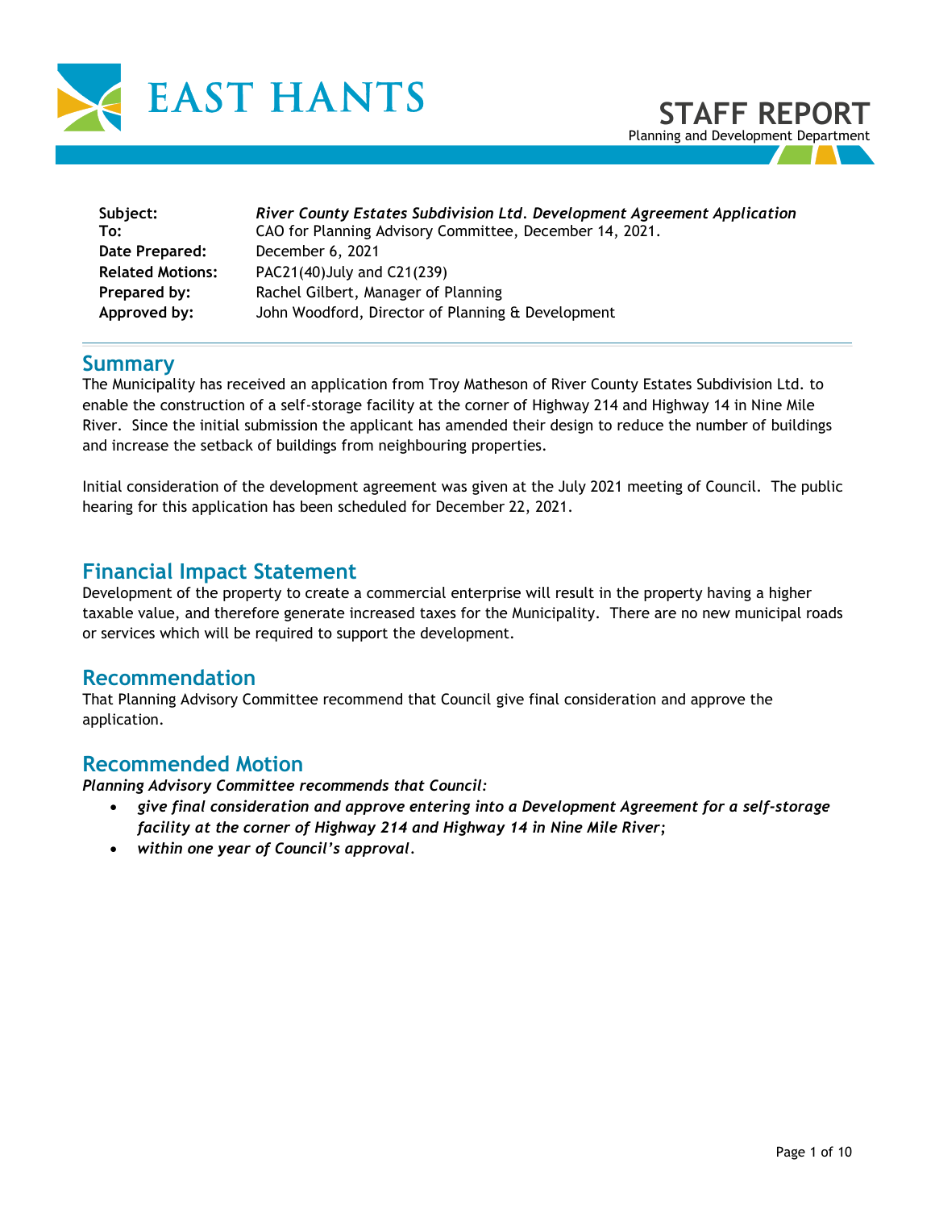# EAST HANTS

## STAFF REPORT

Planning and Development Department

| | |
|---|---|
| **Subject:** | ***River County Estates Subdivision Ltd. Development Agreement Application*** |
| **To:** | CAO for Planning Advisory Committee, December 14, 2021. |
| **Date Prepared:** | December 6, 2021 |
| **Related Motions:** | PAC21(40)July and C21(239) |
| **Prepared by:** | Rachel Gilbert, Manager of Planning |
| **Approved by:** | John Woodford, Director of Planning & Development |

## Summary

The Municipality has received an application from Troy Matheson of River County Estates Subdivision Ltd. to enable the construction of a self-storage facility at the corner of Highway 214 and Highway 14 in Nine Mile River. Since the initial submission the applicant has amended their design to reduce the number of buildings and increase the setback of buildings from neighbouring properties.

Initial consideration of the development agreement was given at the July 2021 meeting of Council. The public hearing for this application has been scheduled for December 22, 2021.

## Financial Impact Statement

Development of the property to create a commercial enterprise will result in the property having a higher taxable value, and therefore generate increased taxes for the Municipality. There are no new municipal roads or services which will be required to support the development.

## Recommendation

That Planning Advisory Committee recommend that Council give final consideration and approve the application.

## Recommended Motion

***Planning Advisory Committee recommends that Council:***

- ***give final consideration and approve entering into a Development Agreement for a self-storage facility at the corner of Highway 214 and Highway 14 in Nine Mile River;***
- ***within one year of Council's approval.***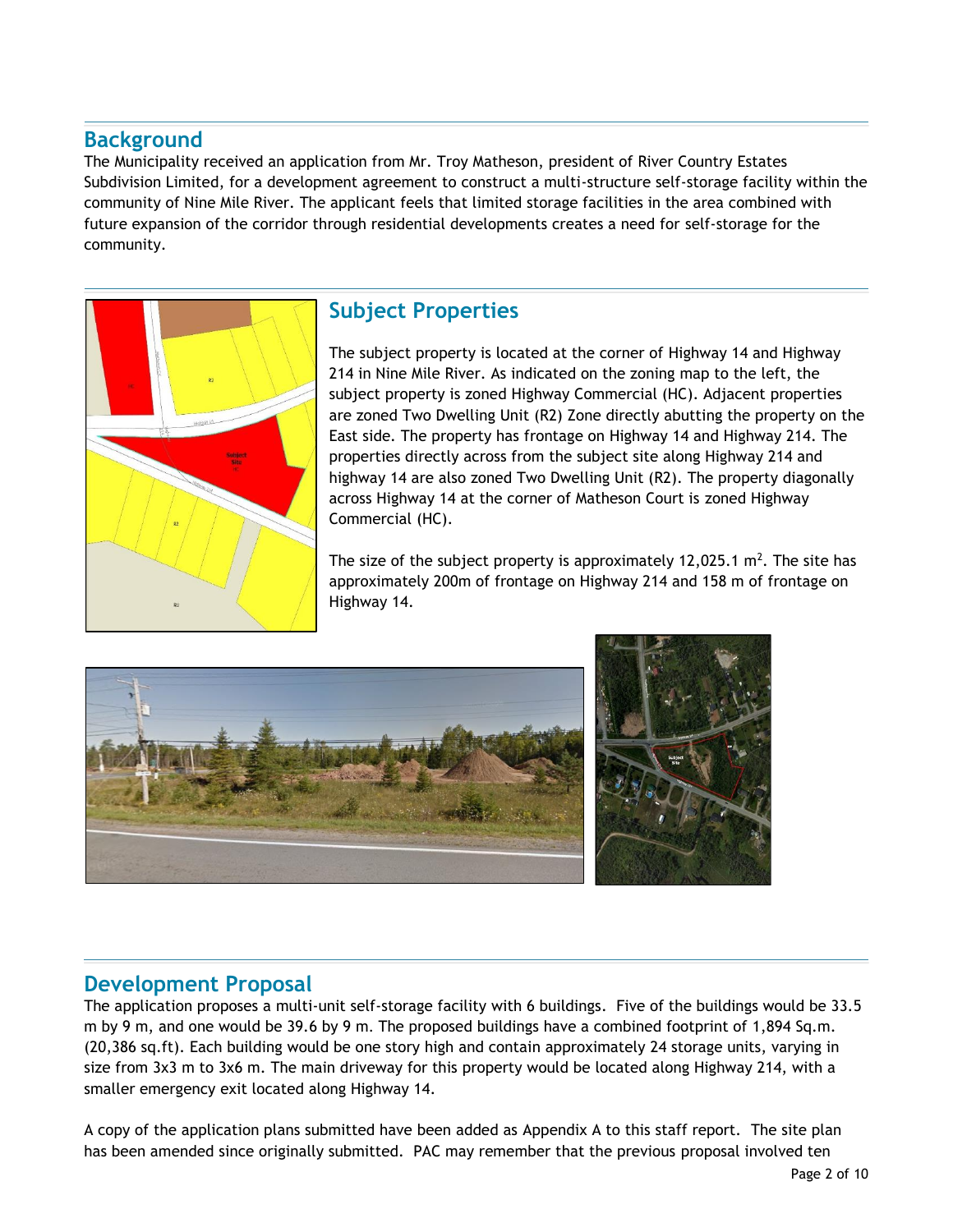## Background

The Municipality received an application from Mr. Troy Matheson, president of River Country Estates Subdivision Limited, for a development agreement to construct a multi-structure self-storage facility within the community of Nine Mile River. The applicant feels that limited storage facilities in the area combined with future expansion of the corridor through residential developments creates a need for self-storage for the community.

## Subject Properties

The subject property is located at the corner of Highway 14 and Highway 214 in Nine Mile River. As indicated on the zoning map to the left, the subject property is zoned Highway Commercial (HC). Adjacent properties are zoned Two Dwelling Unit (R2) Zone directly abutting the property on the East side. The property has frontage on Highway 14 and Highway 214. The properties directly across from the subject site along Highway 214 and highway 14 are also zoned Two Dwelling Unit (R2). The property diagonally across Highway 14 at the corner of Matheson Court is zoned Highway Commercial (HC).

The size of the subject property is approximately 12,025.1 m$^2$. The site has approximately 200m of frontage on Highway 214 and 158 m of frontage on Highway 14.

## Development Proposal

The application proposes a multi-unit self-storage facility with 6 buildings. Five of the buildings would be 33.5 m by 9 m, and one would be 39.6 by 9 m. The proposed buildings have a combined footprint of 1,894 Sq.m. (20,386 sq.ft). Each building would be one story high and contain approximately 24 storage units, varying in size from 3x3 m to 3x6 m. The main driveway for this property would be located along Highway 214, with a smaller emergency exit located along Highway 14.

A copy of the application plans submitted have been added as Appendix A to this staff report. The site plan has been amended since originally submitted. PAC may remember that the previous proposal involved ten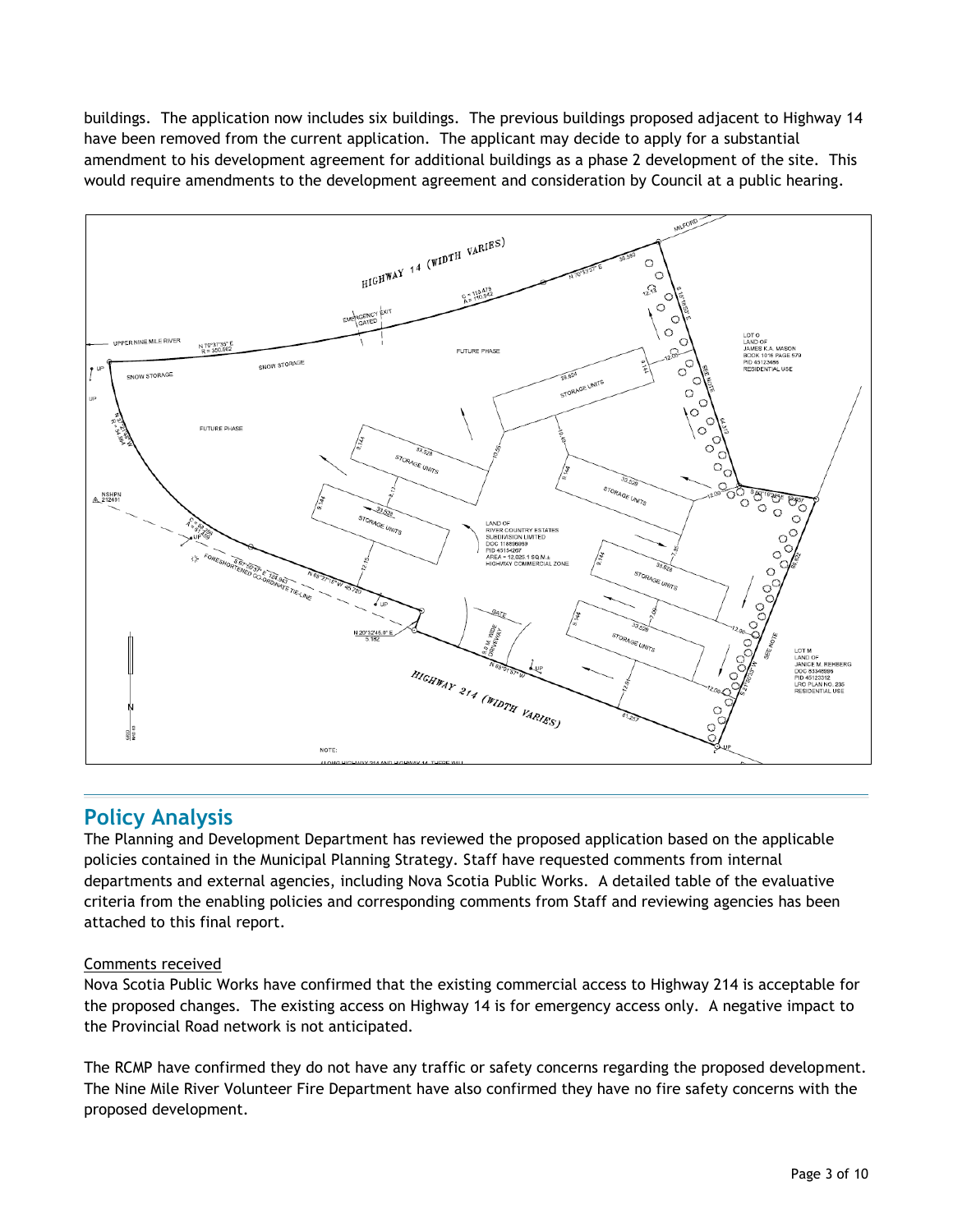buildings. The application now includes six buildings. The previous buildings proposed adjacent to Highway 14 have been removed from the current application. The applicant may decide to apply for a substantial amendment to his development agreement for additional buildings as a phase 2 development of the site. This would require amendments to the development agreement and consideration by Council at a public hearing.

## Policy Analysis

The Planning and Development Department has reviewed the proposed application based on the applicable policies contained in the Municipal Planning Strategy. Staff have requested comments from internal departments and external agencies, including Nova Scotia Public Works. A detailed table of the evaluative criteria from the enabling policies and corresponding comments from Staff and reviewing agencies has been attached to this final report.

Comments received

Nova Scotia Public Works have confirmed that the existing commercial access to Highway 214 is acceptable for the proposed changes. The existing access on Highway 14 is for emergency access only. A negative impact to the Provincial Road network is not anticipated.

The RCMP have confirmed they do not have any traffic or safety concerns regarding the proposed development. The Nine Mile River Volunteer Fire Department have also confirmed they have no fire safety concerns with the proposed development.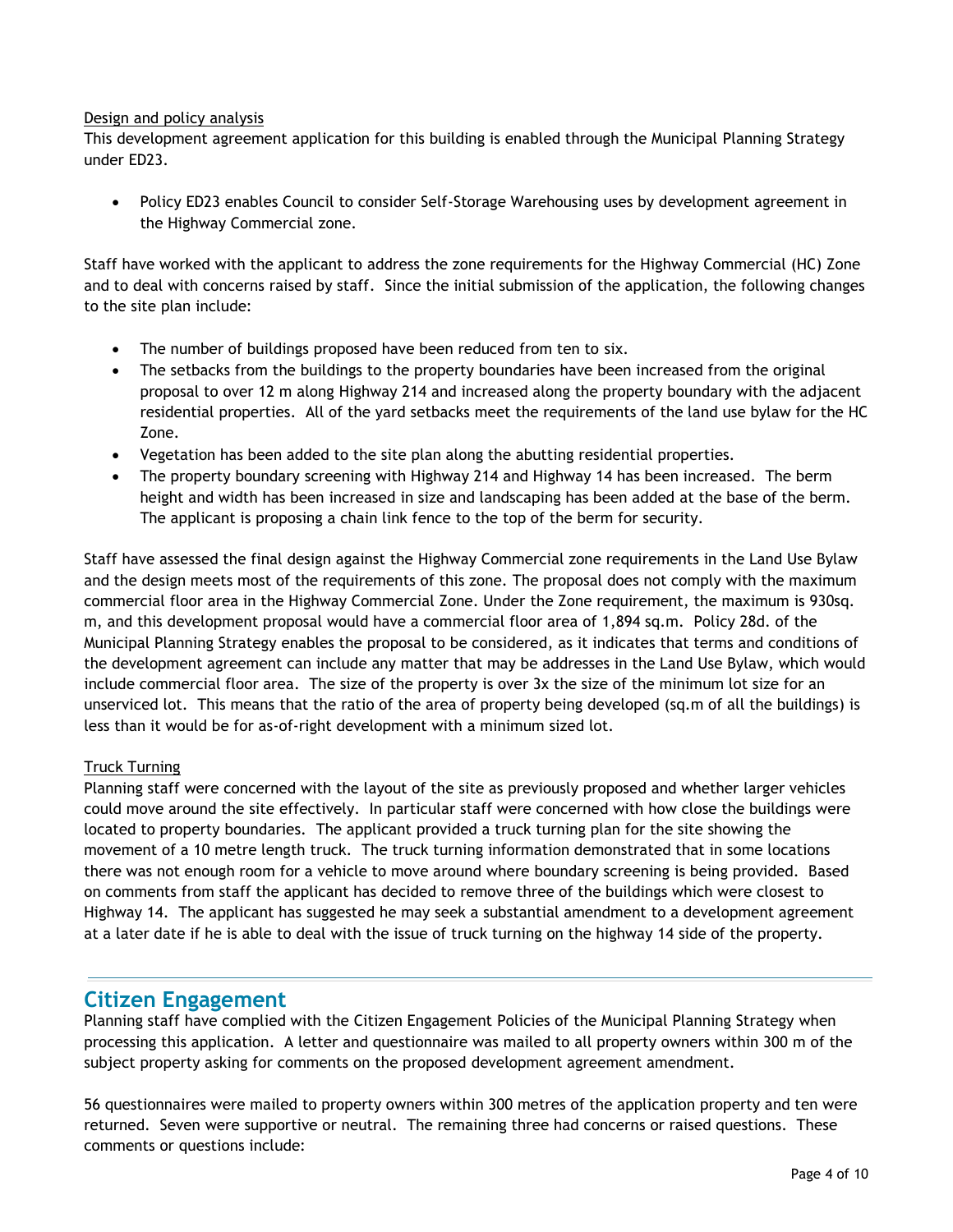Design and policy analysis

This development agreement application for this building is enabled through the Municipal Planning Strategy under ED23.

- Policy ED23 enables Council to consider Self-Storage Warehousing uses by development agreement in the Highway Commercial zone.

Staff have worked with the applicant to address the zone requirements for the Highway Commercial (HC) Zone and to deal with concerns raised by staff. Since the initial submission of the application, the following changes to the site plan include:

- The number of buildings proposed have been reduced from ten to six.
- The setbacks from the buildings to the property boundaries have been increased from the original proposal to over 12 m along Highway 214 and increased along the property boundary with the adjacent residential properties. All of the yard setbacks meet the requirements of the land use bylaw for the HC Zone.
- Vegetation has been added to the site plan along the abutting residential properties.
- The property boundary screening with Highway 214 and Highway 14 has been increased. The berm height and width has been increased in size and landscaping has been added at the base of the berm. The applicant is proposing a chain link fence to the top of the berm for security.

Staff have assessed the final design against the Highway Commercial zone requirements in the Land Use Bylaw and the design meets most of the requirements of this zone. The proposal does not comply with the maximum commercial floor area in the Highway Commercial Zone. Under the Zone requirement, the maximum is 930sq. m, and this development proposal would have a commercial floor area of 1,894 sq.m. Policy 28d. of the Municipal Planning Strategy enables the proposal to be considered, as it indicates that terms and conditions of the development agreement can include any matter that may be addresses in the Land Use Bylaw, which would include commercial floor area. The size of the property is over 3x the size of the minimum lot size for an unserviced lot. This means that the ratio of the area of property being developed (sq.m of all the buildings) is less than it would be for as-of-right development with a minimum sized lot.

Truck Turning

Planning staff were concerned with the layout of the site as previously proposed and whether larger vehicles could move around the site effectively. In particular staff were concerned with how close the buildings were located to property boundaries. The applicant provided a truck turning plan for the site showing the movement of a 10 metre length truck. The truck turning information demonstrated that in some locations there was not enough room for a vehicle to move around where boundary screening is being provided. Based on comments from staff the applicant has decided to remove three of the buildings which were closest to Highway 14. The applicant has suggested he may seek a substantial amendment to a development agreement at a later date if he is able to deal with the issue of truck turning on the highway 14 side of the property.

## Citizen Engagement

Planning staff have complied with the Citizen Engagement Policies of the Municipal Planning Strategy when processing this application. A letter and questionnaire was mailed to all property owners within 300 m of the subject property asking for comments on the proposed development agreement amendment.

56 questionnaires were mailed to property owners within 300 metres of the application property and ten were returned. Seven were supportive or neutral. The remaining three had concerns or raised questions. These comments or questions include: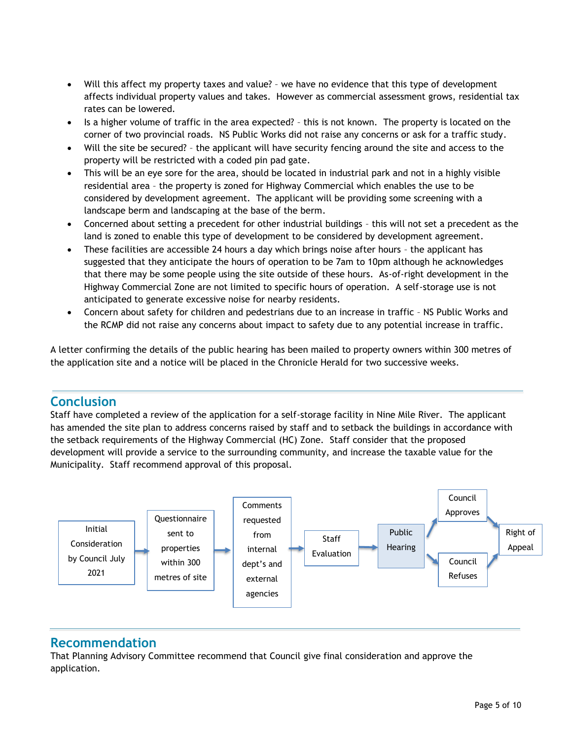- Will this affect my property taxes and value? – we have no evidence that this type of development affects individual property values and takes. However as commercial assessment grows, residential tax rates can be lowered.
- Is a higher volume of traffic in the area expected? – this is not known. The property is located on the corner of two provincial roads. NS Public Works did not raise any concerns or ask for a traffic study.
- Will the site be secured? – the applicant will have security fencing around the site and access to the property will be restricted with a coded pin pad gate.
- This will be an eye sore for the area, should be located in industrial park and not in a highly visible residential area – the property is zoned for Highway Commercial which enables the use to be considered by development agreement. The applicant will be providing some screening with a landscape berm and landscaping at the base of the berm.
- Concerned about setting a precedent for other industrial buildings – this will not set a precedent as the land is zoned to enable this type of development to be considered by development agreement.
- These facilities are accessible 24 hours a day which brings noise after hours – the applicant has suggested that they anticipate the hours of operation to be 7am to 10pm although he acknowledges that there may be some people using the site outside of these hours. As-of-right development in the Highway Commercial Zone are not limited to specific hours of operation. A self-storage use is not anticipated to generate excessive noise for nearby residents.
- Concern about safety for children and pedestrians due to an increase in traffic – NS Public Works and the RCMP did not raise any concerns about impact to safety due to any potential increase in traffic.

A letter confirming the details of the public hearing has been mailed to property owners within 300 metres of the application site and a notice will be placed in the Chronicle Herald for two successive weeks.

## Conclusion

Staff have completed a review of the application for a self-storage facility in Nine Mile River. The applicant has amended the site plan to address concerns raised by staff and to setback the buildings in accordance with the setback requirements of the Highway Commercial (HC) Zone. Staff consider that the proposed development will provide a service to the surrounding community, and increase the taxable value for the Municipality. Staff recommend approval of this proposal.

Initial Consideration by Council July 2021 → Questionnaire sent to properties within 300 metres of site → Comments requested from internal dept's and external agencies → Staff Evaluation → Public Hearing → Council Approves / Council Refuses → Right of Appeal

## Recommendation

That Planning Advisory Committee recommend that Council give final consideration and approve the application.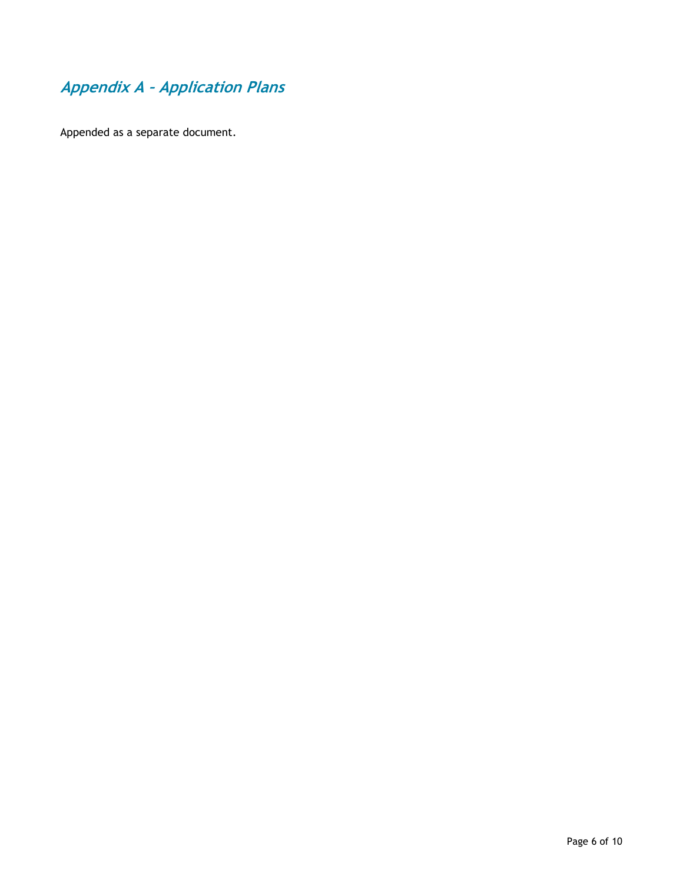## *Appendix A - Application Plans*

Appended as a separate document.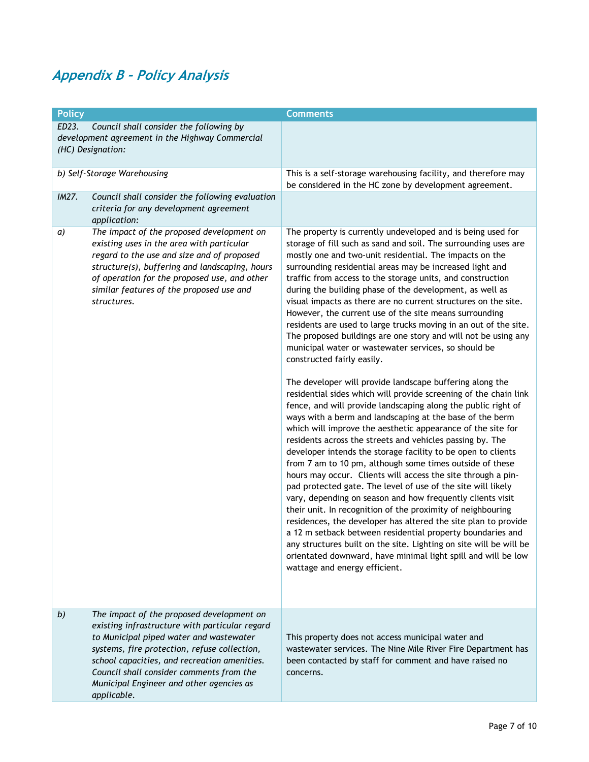## *Appendix B – Policy Analysis*

| Policy | Comments |
|---|---|
| *ED23. Council shall consider the following by development agreement in the Highway Commercial (HC) Designation:* | |
| *b) Self-Storage Warehousing* | This is a self-storage warehousing facility, and therefore may be considered in the HC zone by development agreement. |
| *IM27. Council shall consider the following evaluation criteria for any development agreement application:* | |
| *a) The impact of the proposed development on existing uses in the area with particular regard to the use and size and of proposed structure(s), buffering and landscaping, hours of operation for the proposed use, and other similar features of the proposed use and structures.* | The property is currently undeveloped and is being used for storage of fill such as sand and soil. The surrounding uses are mostly one and two-unit residential. The impacts on the surrounding residential areas may be increased light and traffic from access to the storage units, and construction during the building phase of the development, as well as visual impacts as there are no current structures on the site. However, the current use of the site means surrounding residents are used to large trucks moving in an out of the site. The proposed buildings are one story and will not be using any municipal water or wastewater services, so should be constructed fairly easily.<br><br>The developer will provide landscape buffering along the residential sides which will provide screening of the chain link fence, and will provide landscaping along the public right of ways with a berm and landscaping at the base of the berm which will improve the aesthetic appearance of the site for residents across the streets and vehicles passing by. The developer intends the storage facility to be open to clients from 7 am to 10 pm, although some times outside of these hours may occur. Clients will access the site through a pin-pad protected gate. The level of use of the site will likely vary, depending on season and how frequently clients visit their unit. In recognition of the proximity of neighbouring residences, the developer has altered the site plan to provide a 12 m setback between residential property boundaries and any structures built on the site. Lighting on site will be will be orientated downward, have minimal light spill and will be low wattage and energy efficient. |
| *b) The impact of the proposed development on existing infrastructure with particular regard to Municipal piped water and wastewater systems, fire protection, refuse collection, school capacities, and recreation amenities. Council shall consider comments from the Municipal Engineer and other agencies as applicable.* | This property does not access municipal water and wastewater services. The Nine Mile River Fire Department has been contacted by staff for comment and have raised no concerns. |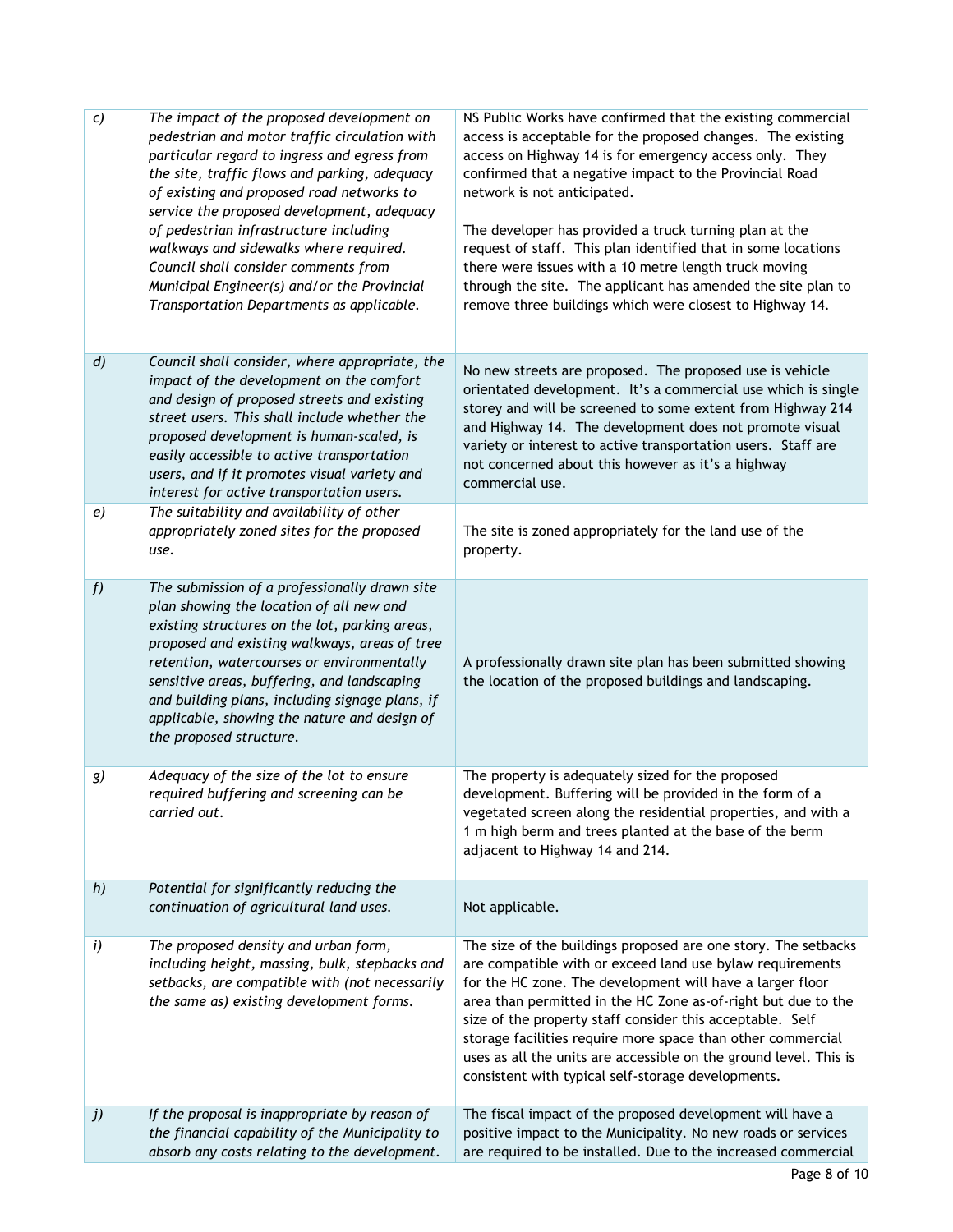| | | |
|---|---|---|
| *c)* | *The impact of the proposed development on pedestrian and motor traffic circulation with particular regard to ingress and egress from the site, traffic flows and parking, adequacy of existing and proposed road networks to service the proposed development, adequacy of pedestrian infrastructure including walkways and sidewalks where required. Council shall consider comments from Municipal Engineer(s) and/or the Provincial Transportation Departments as applicable.* | NS Public Works have confirmed that the existing commercial access is acceptable for the proposed changes. The existing access on Highway 14 is for emergency access only. They confirmed that a negative impact to the Provincial Road network is not anticipated.<br><br>The developer has provided a truck turning plan at the request of staff. This plan identified that in some locations there were issues with a 10 metre length truck moving through the site. The applicant has amended the site plan to remove three buildings which were closest to Highway 14. |
| *d)* | *Council shall consider, where appropriate, the impact of the development on the comfort and design of proposed streets and existing street users. This shall include whether the proposed development is human-scaled, is easily accessible to active transportation users, and if it promotes visual variety and interest for active transportation users.* | No new streets are proposed. The proposed use is vehicle orientated development. It's a commercial use which is single storey and will be screened to some extent from Highway 214 and Highway 14. The development does not promote visual variety or interest to active transportation users. Staff are not concerned about this however as it's a highway commercial use. |
| *e)* | *The suitability and availability of other appropriately zoned sites for the proposed use.* | The site is zoned appropriately for the land use of the property. |
| *f)* | *The submission of a professionally drawn site plan showing the location of all new and existing structures on the lot, parking areas, proposed and existing walkways, areas of tree retention, watercourses or environmentally sensitive areas, buffering, and landscaping and building plans, including signage plans, if applicable, showing the nature and design of the proposed structure.* | A professionally drawn site plan has been submitted showing the location of the proposed buildings and landscaping. |
| *g)* | *Adequacy of the size of the lot to ensure required buffering and screening can be carried out.* | The property is adequately sized for the proposed development. Buffering will be provided in the form of a vegetated screen along the residential properties, and with a 1 m high berm and trees planted at the base of the berm adjacent to Highway 14 and 214. |
| *h)* | *Potential for significantly reducing the continuation of agricultural land uses.* | Not applicable. |
| *i)* | *The proposed density and urban form, including height, massing, bulk, stepbacks and setbacks, are compatible with (not necessarily the same as) existing development forms.* | The size of the buildings proposed are one story. The setbacks are compatible with or exceed land use bylaw requirements for the HC zone. The development will have a larger floor area than permitted in the HC Zone as-of-right but due to the size of the property staff consider this acceptable. Self storage facilities require more space than other commercial uses as all the units are accessible on the ground level. This is consistent with typical self-storage developments. |
| *j)* | *If the proposal is inappropriate by reason of the financial capability of the Municipality to absorb any costs relating to the development.* | The fiscal impact of the proposed development will have a positive impact to the Municipality. No new roads or services are required to be installed. Due to the increased commercial |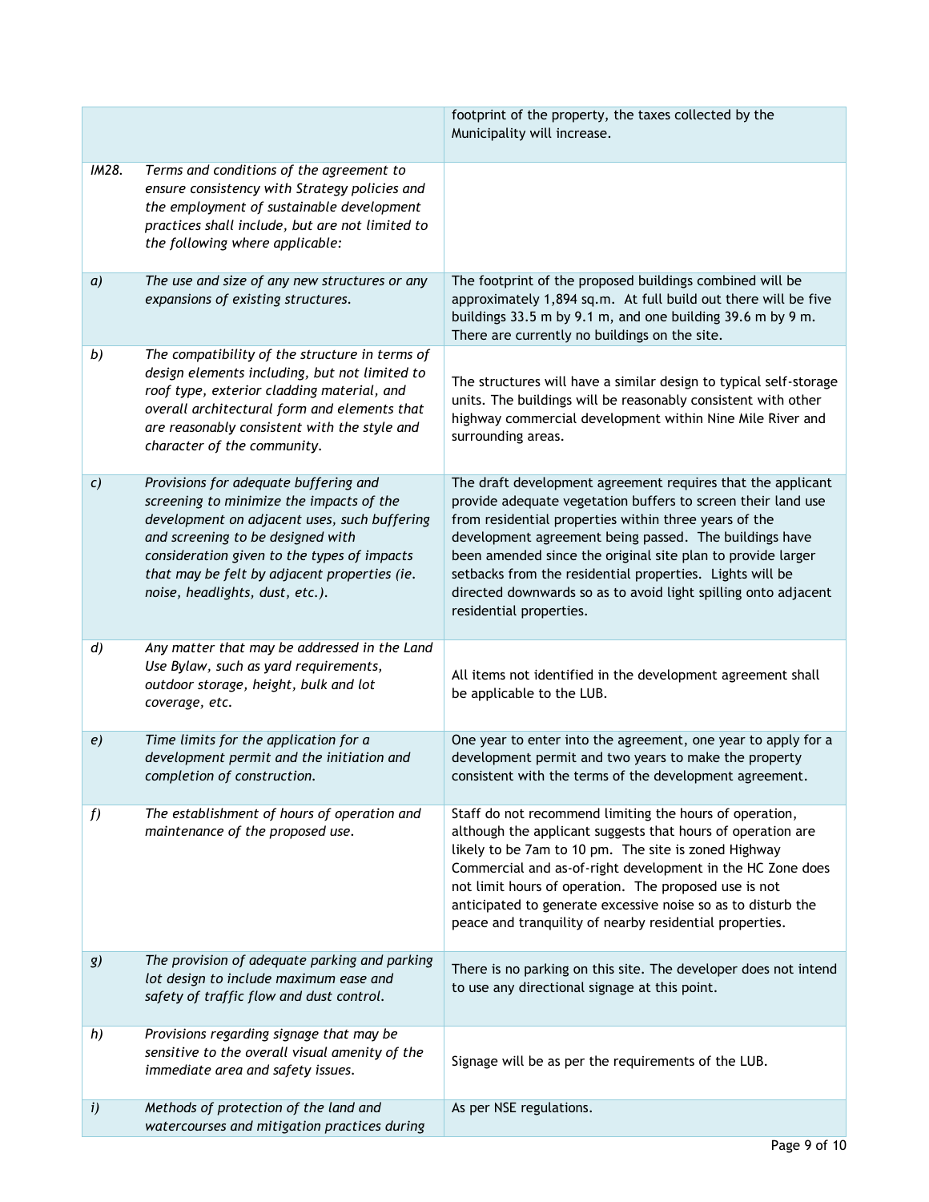| | | |
|---|---|---|
| | | footprint of the property, the taxes collected by the Municipality will increase. |
| *IM28.* | *Terms and conditions of the agreement to ensure consistency with Strategy policies and the employment of sustainable development practices shall include, but are not limited to the following where applicable:* | |
| *a)* | *The use and size of any new structures or any expansions of existing structures.* | The footprint of the proposed buildings combined will be approximately 1,894 sq.m. At full build out there will be five buildings 33.5 m by 9.1 m, and one building 39.6 m by 9 m. There are currently no buildings on the site. |
| *b)* | *The compatibility of the structure in terms of design elements including, but not limited to roof type, exterior cladding material, and overall architectural form and elements that are reasonably consistent with the style and character of the community.* | The structures will have a similar design to typical self-storage units. The buildings will be reasonably consistent with other highway commercial development within Nine Mile River and surrounding areas. |
| *c)* | *Provisions for adequate buffering and screening to minimize the impacts of the development on adjacent uses, such buffering and screening to be designed with consideration given to the types of impacts that may be felt by adjacent properties (ie. noise, headlights, dust, etc.).* | The draft development agreement requires that the applicant provide adequate vegetation buffers to screen their land use from residential properties within three years of the development agreement being passed. The buildings have been amended since the original site plan to provide larger setbacks from the residential properties. Lights will be directed downwards so as to avoid light spilling onto adjacent residential properties. |
| *d)* | *Any matter that may be addressed in the Land Use Bylaw, such as yard requirements, outdoor storage, height, bulk and lot coverage, etc.* | All items not identified in the development agreement shall be applicable to the LUB. |
| *e)* | *Time limits for the application for a development permit and the initiation and completion of construction.* | One year to enter into the agreement, one year to apply for a development permit and two years to make the property consistent with the terms of the development agreement. |
| *f)* | *The establishment of hours of operation and maintenance of the proposed use.* | Staff do not recommend limiting the hours of operation, although the applicant suggests that hours of operation are likely to be 7am to 10 pm. The site is zoned Highway Commercial and as-of-right development in the HC Zone does not limit hours of operation. The proposed use is not anticipated to generate excessive noise so as to disturb the peace and tranquility of nearby residential properties. |
| *g)* | *The provision of adequate parking and parking lot design to include maximum ease and safety of traffic flow and dust control.* | There is no parking on this site. The developer does not intend to use any directional signage at this point. |
| *h)* | *Provisions regarding signage that may be sensitive to the overall visual amenity of the immediate area and safety issues.* | Signage will be as per the requirements of the LUB. |
| *i)* | *Methods of protection of the land and watercourses and mitigation practices during* | As per NSE regulations. |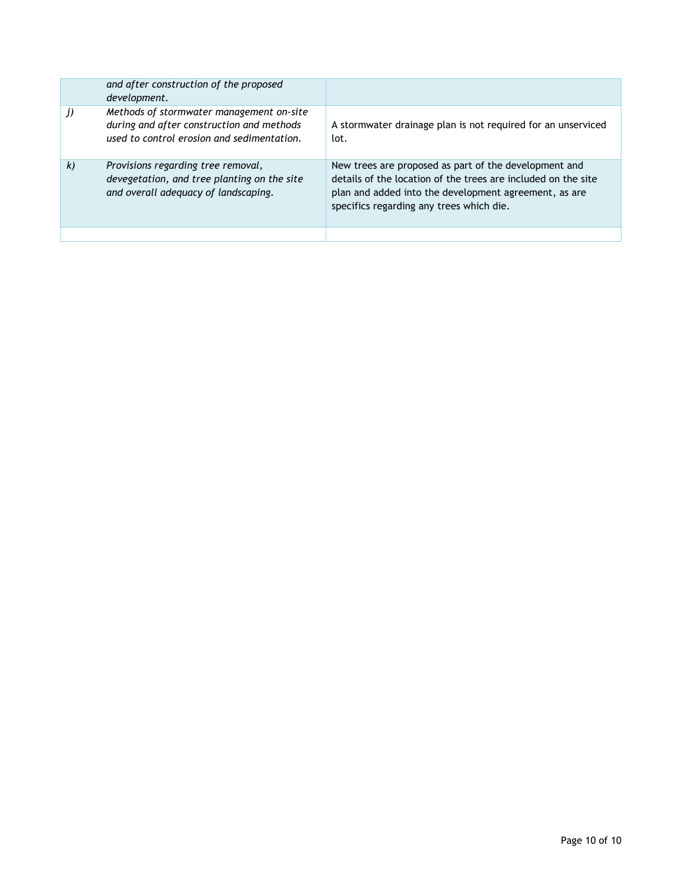| | | |
|---|---|---|
| | *and after construction of the proposed development.* | |
| *j)* | *Methods of stormwater management on-site during and after construction and methods used to control erosion and sedimentation.* | A stormwater drainage plan is not required for an unserviced lot. |
| *k)* | *Provisions regarding tree removal, devegetation, and tree planting on the site and overall adequacy of landscaping.* | New trees are proposed as part of the development and details of the location of the trees are included on the site plan and added into the development agreement, as are specifics regarding any trees which die. |
| | | |